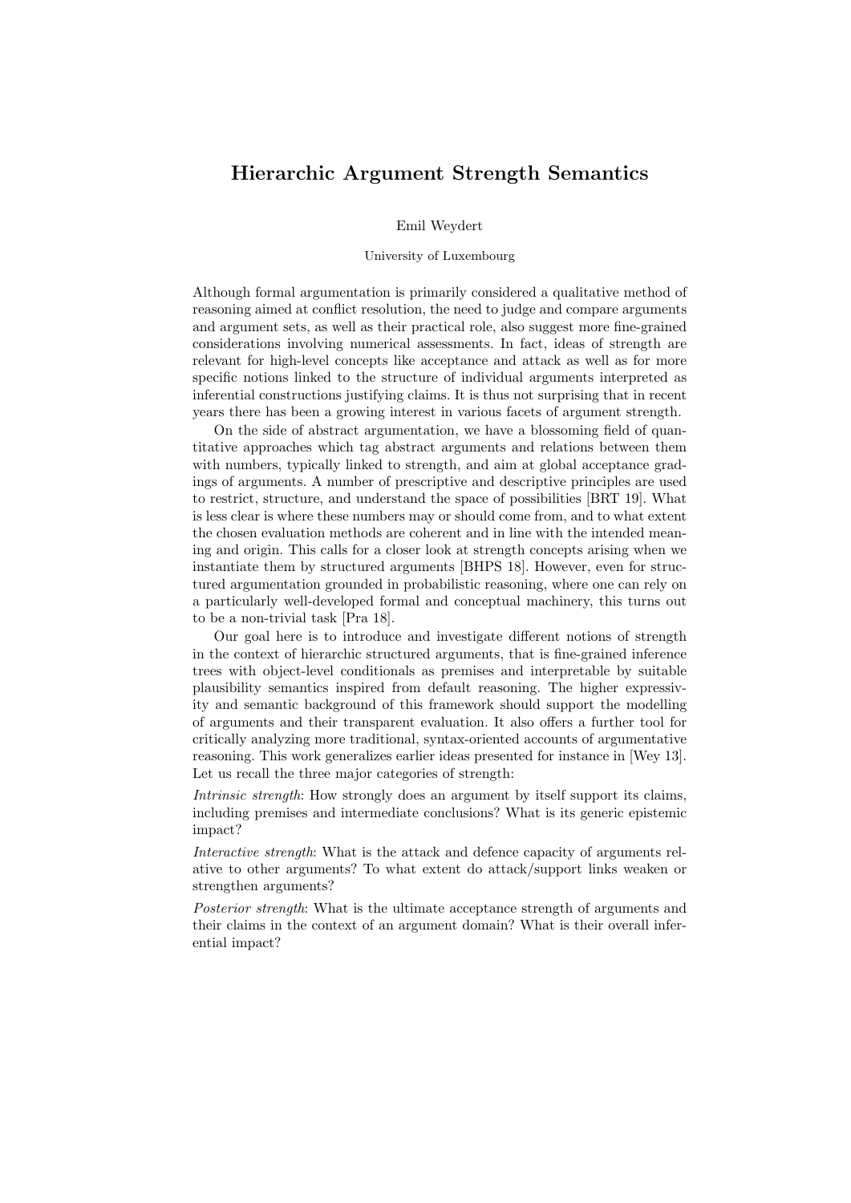# Hierarchic Argument Strength Semantics

Emil Weydert

University of Luxembourg

Although formal argumentation is primarily considered a qualitative method of reasoning aimed at conflict resolution, the need to judge and compare arguments and argument sets, as well as their practical role, also suggest more fine-grained considerations involving numerical assessments. In fact, ideas of strength are relevant for high-level concepts like acceptance and attack as well as for more specific notions linked to the structure of individual arguments interpreted as inferential constructions justifying claims. It is thus not surprising that in recent years there has been a growing interest in various facets of argument strength.

On the side of abstract argumentation, we have a blossoming field of quantitative approaches which tag abstract arguments and relations between them with numbers, typically linked to strength, and aim at global acceptance gradings of arguments. A number of prescriptive and descriptive principles are used to restrict, structure, and understand the space of possibilities [BRT 19]. What is less clear is where these numbers may or should come from, and to what extent the chosen evaluation methods are coherent and in line with the intended meaning and origin. This calls for a closer look at strength concepts arising when we instantiate them by structured arguments [BHPS 18]. However, even for structured argumentation grounded in probabilistic reasoning, where one can rely on a particularly well-developed formal and conceptual machinery, this turns out to be a non-trivial task [Pra 18].

Our goal here is to introduce and investigate different notions of strength in the context of hierarchic structured arguments, that is fine-grained inference trees with object-level conditionals as premises and interpretable by suitable plausibility semantics inspired from default reasoning. The higher expressivity and semantic background of this framework should support the modelling of arguments and their transparent evaluation. It also offers a further tool for critically analyzing more traditional, syntax-oriented accounts of argumentative reasoning. This work generalizes earlier ideas presented for instance in [Wey 13]. Let us recall the three major categories of strength:

*Intrinsic strength*: How strongly does an argument by itself support its claims, including premises and intermediate conclusions? What is its generic epistemic impact?

*Interactive strength*: What is the attack and defence capacity of arguments relative to other arguments? To what extent do attack/support links weaken or strengthen arguments?

*Posterior strength*: What is the ultimate acceptance strength of arguments and their claims in the context of an argument domain? What is their overall inferential impact?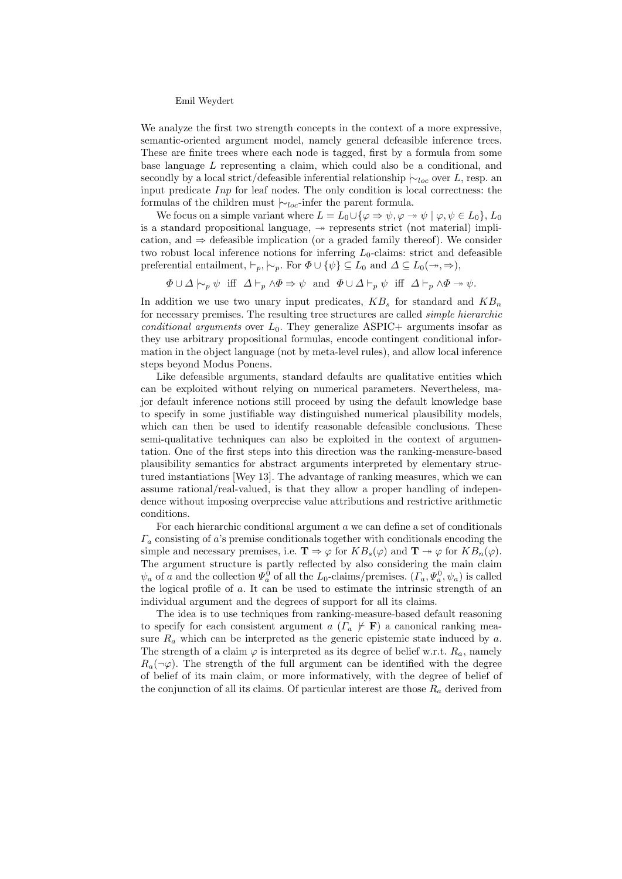We analyze the first two strength concepts in the context of a more expressive, semantic-oriented argument model, namely general defeasible inference trees. These are finite trees where each node is tagged, first by a formula from some base language $L$ representing a claim, which could also be a conditional, and secondly by a local strict/defeasible inferential relationship $\mid\!\sim_{loc}$ over $L$, resp. an input predicate $Inp$ for leaf nodes. The only condition is local correctness: the formulas of the children must $\mid\!\sim_{loc}$-infer the parent formula.

We focus on a simple variant where $L = L_0 \cup \{\varphi \Rightarrow \psi, \varphi \twoheadrightarrow \psi \mid \varphi, \psi \in L_0\}$, $L_0$ is a standard propositional language, $\twoheadrightarrow$ represents strict (not material) implication, and $\Rightarrow$ defeasible implication (or a graded family thereof). We consider two robust local inference notions for inferring $L_0$-claims: strict and defeasible preferential entailment, $\vdash_p, \mid\!\sim_p$. For $\Phi \cup \{\psi\} \subseteq L_0$ and $\Delta \subseteq L_0(\twoheadrightarrow, \Rightarrow)$,

$$\Phi \cup \Delta \mid\!\sim_p \psi \;\text{ iff }\; \Delta \vdash_p \wedge\Phi \Rightarrow \psi \;\text{ and }\; \Phi \cup \Delta \vdash_p \psi \;\text{ iff }\; \Delta \vdash_p \wedge\Phi \twoheadrightarrow \psi.$$

In addition we use two unary input predicates, $KB_s$ for standard and $KB_n$ for necessary premises. The resulting tree structures are called *simple hierarchic conditional arguments* over $L_0$. They generalize ASPIC+ arguments insofar as they use arbitrary propositional formulas, encode contingent conditional information in the object language (not by meta-level rules), and allow local inference steps beyond Modus Ponens.

Like defeasible arguments, standard defaults are qualitative entities which can be exploited without relying on numerical parameters. Nevertheless, major default inference notions still proceed by using the default knowledge base to specify in some justifiable way distinguished numerical plausibility models, which can then be used to identify reasonable defeasible conclusions. These semi-qualitative techniques can also be exploited in the context of argumentation. One of the first steps into this direction was the ranking-measure-based plausibility semantics for abstract arguments interpreted by elementary structured instantiations [Wey 13]. The advantage of ranking measures, which we can assume rational/real-valued, is that they allow a proper handling of independence without imposing overprecise value attributions and restrictive arithmetic conditions.

For each hierarchic conditional argument $a$ we can define a set of conditionals $\Gamma_a$ consisting of $a$'s premise conditionals together with conditionals encoding the simple and necessary premises, i.e. $\mathbf{T} \Rightarrow \varphi$ for $KB_s(\varphi)$ and $\mathbf{T} \twoheadrightarrow \varphi$ for $KB_n(\varphi)$. The argument structure is partly reflected by also considering the main claim $\psi_a$ of $a$ and the collection $\Psi_a^0$ of all the $L_0$-claims/premises. $(\Gamma_a, \Psi_a^0, \psi_a)$ is called the logical profile of $a$. It can be used to estimate the intrinsic strength of an individual argument and the degrees of support for all its claims.

The idea is to use techniques from ranking-measure-based default reasoning to specify for each consistent argument $a$ ($\Gamma_a \nvdash \mathbf{F}$) a canonical ranking measure $R_a$ which can be interpreted as the generic epistemic state induced by $a$. The strength of a claim $\varphi$ is interpreted as its degree of belief w.r.t. $R_a$, namely $R_a(\neg\varphi)$. The strength of the full argument can be identified with the degree of belief of its main claim, or more informatively, with the degree of belief of the conjunction of all its claims. Of particular interest are those $R_a$ derived from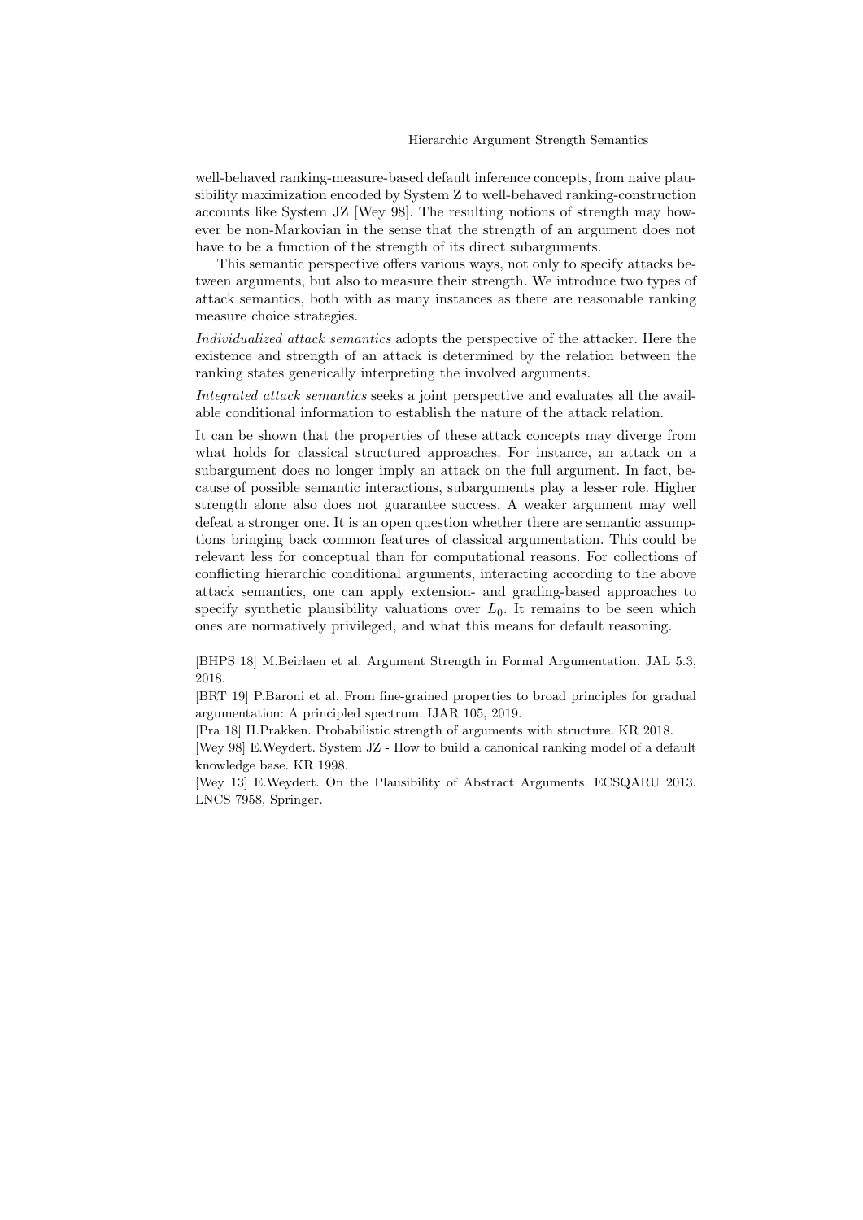well-behaved ranking-measure-based default inference concepts, from naive plausibility maximization encoded by System Z to well-behaved ranking-construction accounts like System JZ [Wey 98]. The resulting notions of strength may however be non-Markovian in the sense that the strength of an argument does not have to be a function of the strength of its direct subarguments.

This semantic perspective offers various ways, not only to specify attacks between arguments, but also to measure their strength. We introduce two types of attack semantics, both with as many instances as there are reasonable ranking measure choice strategies.

*Individualized attack semantics* adopts the perspective of the attacker. Here the existence and strength of an attack is determined by the relation between the ranking states generically interpreting the involved arguments.

*Integrated attack semantics* seeks a joint perspective and evaluates all the available conditional information to establish the nature of the attack relation.

It can be shown that the properties of these attack concepts may diverge from what holds for classical structured approaches. For instance, an attack on a subargument does no longer imply an attack on the full argument. In fact, because of possible semantic interactions, subarguments play a lesser role. Higher strength alone also does not guarantee success. A weaker argument may well defeat a stronger one. It is an open question whether there are semantic assumptions bringing back common features of classical argumentation. This could be relevant less for conceptual than for computational reasons. For collections of conflicting hierarchic conditional arguments, interacting according to the above attack semantics, one can apply extension- and grading-based approaches to specify synthetic plausibility valuations over $L_0$. It remains to be seen which ones are normatively privileged, and what this means for default reasoning.

[BHPS 18] M.Beirlaen et al. Argument Strength in Formal Argumentation. JAL 5.3, 2018.

[BRT 19] P.Baroni et al. From fine-grained properties to broad principles for gradual argumentation: A principled spectrum. IJAR 105, 2019.

[Pra 18] H.Prakken. Probabilistic strength of arguments with structure. KR 2018.

[Wey 98] E.Weydert. System JZ - How to build a canonical ranking model of a default knowledge base. KR 1998.

[Wey 13] E.Weydert. On the Plausibility of Abstract Arguments. ECSQARU 2013. LNCS 7958, Springer.